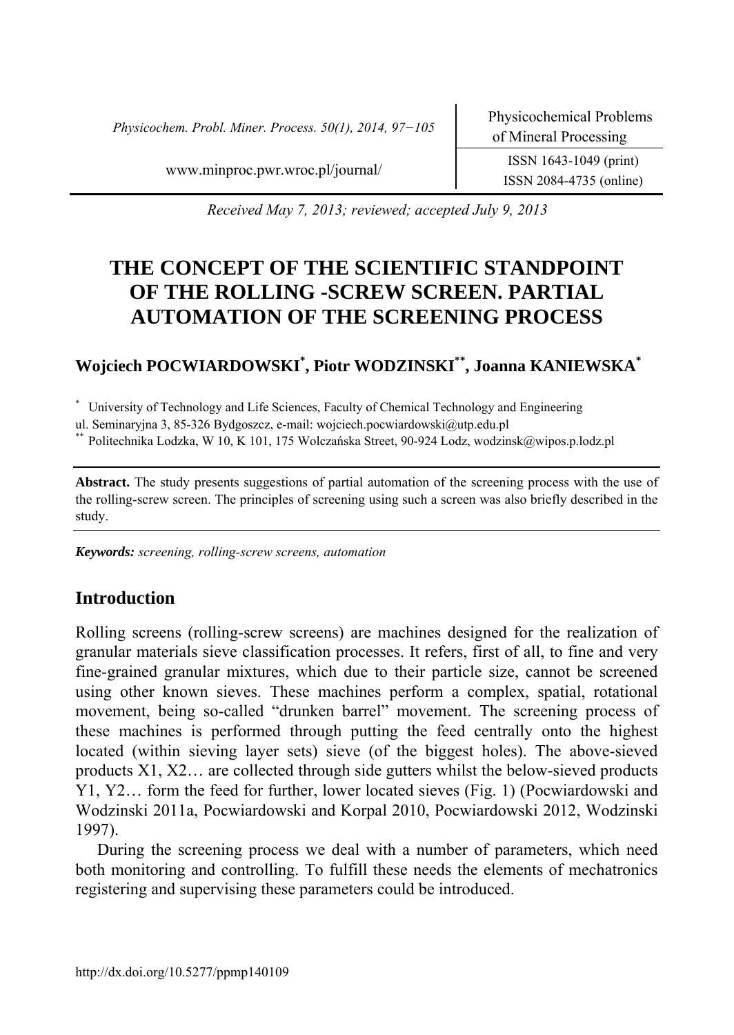Received May 7, 2013; reviewed; accepted July 9, 2013

# THE CONCEPT OF THE SCIENTIFIC STANDPOINT OF THE ROLLING -SCREW SCREEN. PARTIAL AUTOMATION OF THE SCREENING PROCESS

**Wojciech POCWIARDOWSKI[*], Piotr WODZINSKI[**], Joanna KANIEWSKA[*]**

[*] University of Technology and Life Sciences, Faculty of Chemical Technology and Engineering ul. Seminaryjna 3, 85-326 Bydgoszcz, e-mail: wojciech.pocwiardowski@utp.edu.pl

[**] Politechnika Lodzka, W 10, K 101, 175 Wolczańska Street, 90-924 Lodz, wodzinsk@wipos.p.lodz.pl

**Abstract.** The study presents suggestions of partial automation of the screening process with the use of the rolling-screw screen. The principles of screening using such a screen was also briefly described in the study.

***Keywords:*** *screening, rolling-screw screens, automation*

## Introduction

Rolling screens (rolling-screw screens) are machines designed for the realization of granular materials sieve classification processes. It refers, first of all, to fine and very fine-grained granular mixtures, which due to their particle size, cannot be screened using other known sieves. These machines perform a complex, spatial, rotational movement, being so-called "drunken barrel" movement. The screening process of these machines is performed through putting the feed centrally onto the highest located (within sieving layer sets) sieve (of the biggest holes). The above-sieved products X1, X2… are collected through side gutters whilst the below-sieved products Y1, Y2… form the feed for further, lower located sieves (Fig. 1) (Pocwiardowski and Wodzinski 2011a, Pocwiardowski and Korpal 2010, Pocwiardowski 2012, Wodzinski 1997).

During the screening process we deal with a number of parameters, which need both monitoring and controlling. To fulfill these needs the elements of mechatronics registering and supervising these parameters could be introduced.

http://dx.doi.org/10.5277/ppmp140109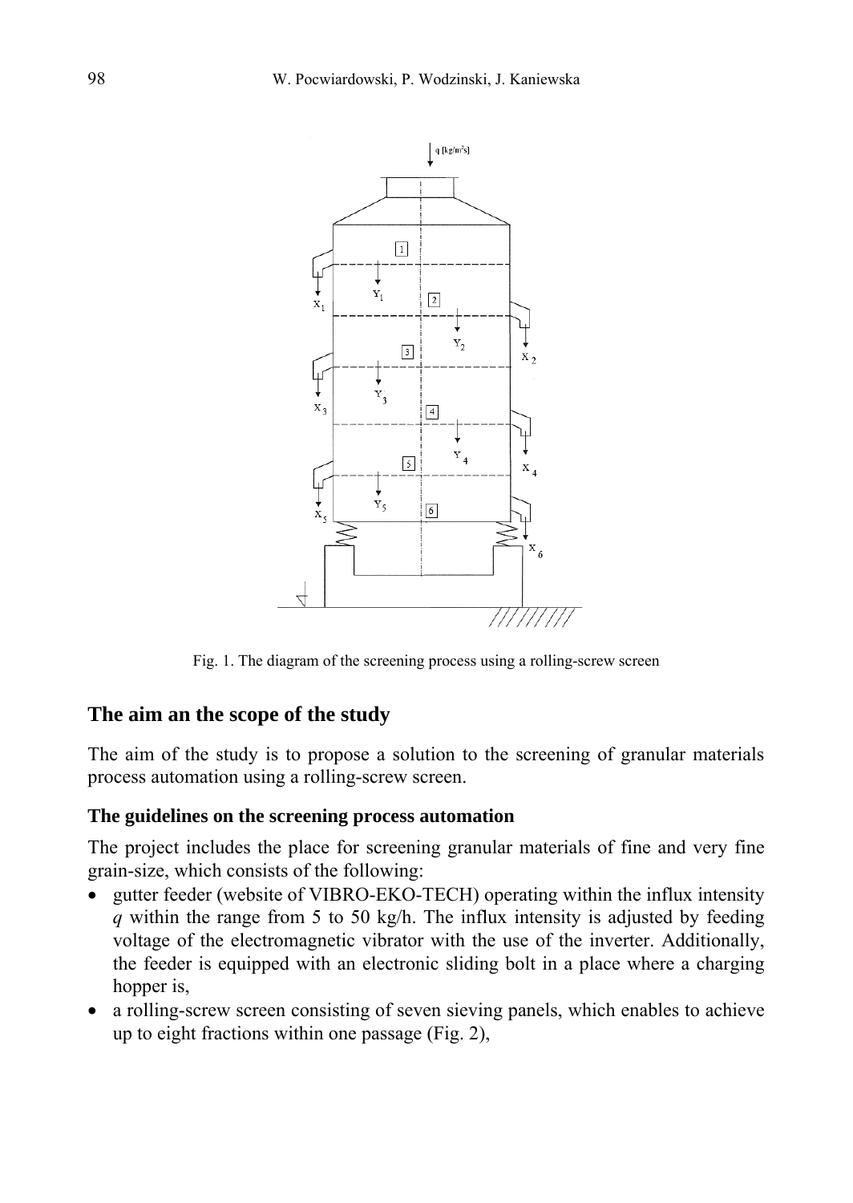Fig. 1. The diagram of the screening process using a rolling-screw screen

## The aim an the scope of the study

The aim of the study is to propose a solution to the screening of granular materials process automation using a rolling-screw screen.

### The guidelines on the screening process automation

The project includes the place for screening granular materials of fine and very fine grain-size, which consists of the following:

- gutter feeder (website of VIBRO-EKO-TECH) operating within the influx intensity $q$ within the range from 5 to 50 kg/h. The influx intensity is adjusted by feeding voltage of the electromagnetic vibrator with the use of the inverter. Additionally, the feeder is equipped with an electronic sliding bolt in a place where a charging hopper is,
- a rolling-screw screen consisting of seven sieving panels, which enables to achieve up to eight fractions within one passage (Fig. 2),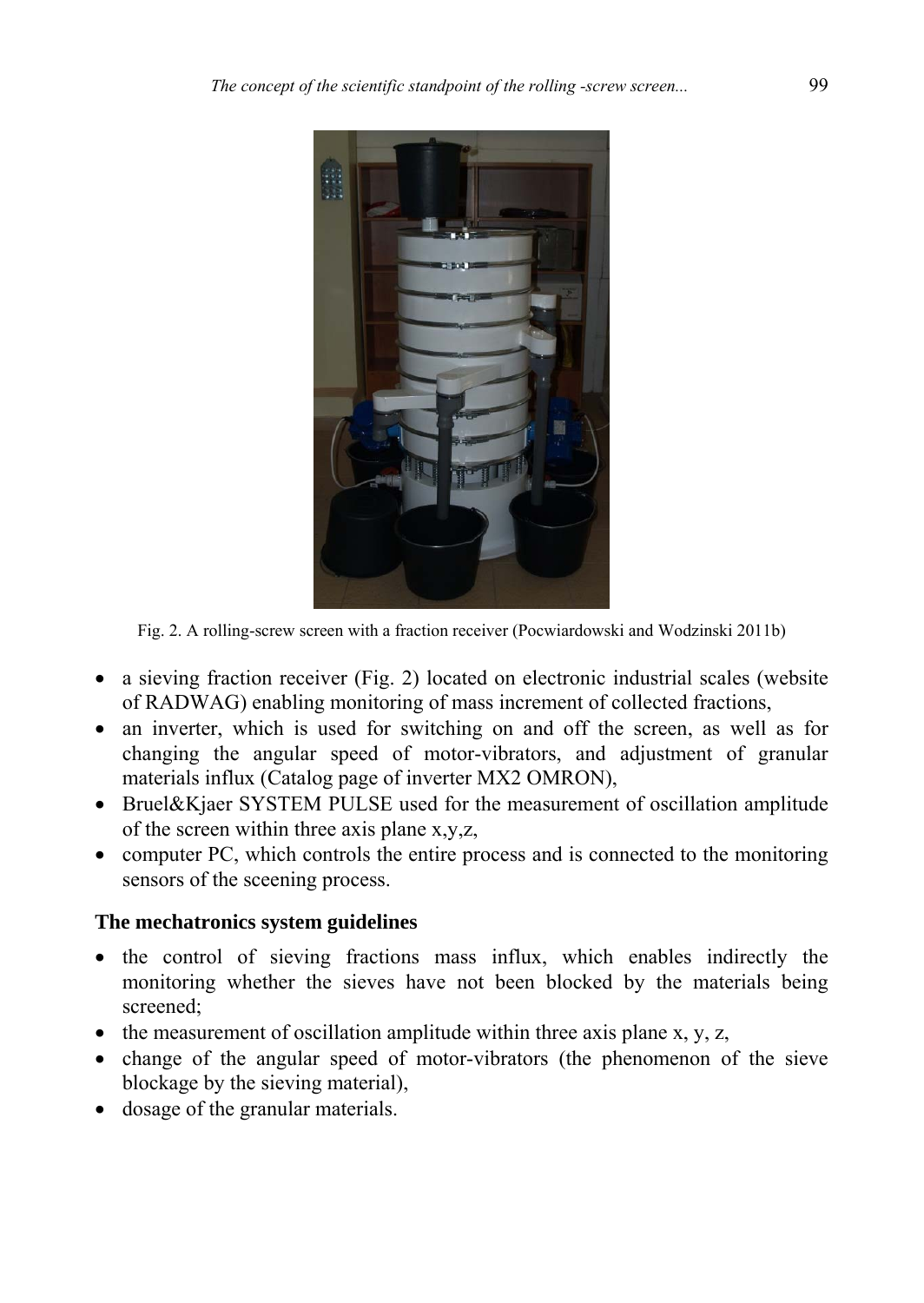Fig. 2. A rolling-screw screen with a fraction receiver (Pocwiardowski and Wodzinski 2011b)

- a sieving fraction receiver (Fig. 2) located on electronic industrial scales (website of RADWAG) enabling monitoring of mass increment of collected fractions,
- an inverter, which is used for switching on and off the screen, as well as for changing the angular speed of motor-vibrators, and adjustment of granular materials influx (Catalog page of inverter MX2 OMRON),
- Bruel&Kjaer SYSTEM PULSE used for the measurement of oscillation amplitude of the screen within three axis plane x,y,z,
- computer PC, which controls the entire process and is connected to the monitoring sensors of the sceening process.

### The mechatronics system guidelines

- the control of sieving fractions mass influx, which enables indirectly the monitoring whether the sieves have not been blocked by the materials being screened;
- the measurement of oscillation amplitude within three axis plane x, y, z,
- change of the angular speed of motor-vibrators (the phenomenon of the sieve blockage by the sieving material),
- dosage of the granular materials.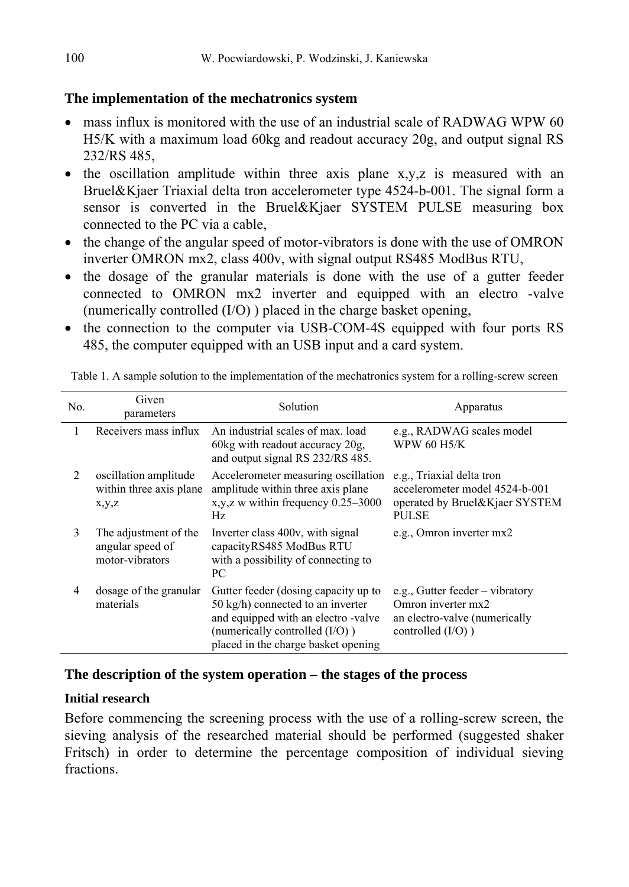## The implementation of the mechatronics system

- mass influx is monitored with the use of an industrial scale of RADWAG WPW 60 H5/K with a maximum load 60kg and readout accuracy 20g, and output signal RS 232/RS 485,
- the oscillation amplitude within three axis plane x,y,z is measured with an Bruel&Kjaer Triaxial delta tron accelerometer type 4524-b-001. The signal form a sensor is converted in the Bruel&Kjaer SYSTEM PULSE measuring box connected to the PC via a cable,
- the change of the angular speed of motor-vibrators is done with the use of OMRON inverter OMRON mx2, class 400v, with signal output RS485 ModBus RTU,
- the dosage of the granular materials is done with the use of a gutter feeder connected to OMRON mx2 inverter and equipped with an electro -valve (numerically controlled (I/O) ) placed in the charge basket opening,
- the connection to the computer via USB-COM-4S equipped with four ports RS 485, the computer equipped with an USB input and a card system.

Table 1. A sample solution to the implementation of the mechatronics system for a rolling-screw screen

| No. | Given parameters | Solution | Apparatus |
|---|---|---|---|
| 1 | Receivers mass influx | An industrial scales of max. load 60kg with readout accuracy 20g, and output signal RS 232/RS 485. | e.g., RADWAG scales model WPW 60 H5/K |
| 2 | oscillation amplitude within three axis plane x,y,z | Accelerometer measuring oscillation amplitude within three axis plane x,y,z w within frequency 0.25–3000 Hz | e.g., Triaxial delta tron accelerometer model 4524-b-001 operated by Bruel&Kjaer SYSTEM PULSE |
| 3 | The adjustment of the angular speed of motor-vibrators | Inverter class 400v, with signal capacityRS485 ModBus RTU with a possibility of connecting to PC | e.g., Omron inverter mx2 |
| 4 | dosage of the granular materials | Gutter feeder (dosing capacity up to 50 kg/h) connected to an inverter and equipped with an electro -valve (numerically controlled (I/O) ) placed in the charge basket opening | e.g., Gutter feeder – vibratory Omron inverter mx2 an electro-valve (numerically controlled (I/O) ) |

## The description of the system operation – the stages of the process

### Initial research

Before commencing the screening process with the use of a rolling-screw screen, the sieving analysis of the researched material should be performed (suggested shaker Fritsch) in order to determine the percentage composition of individual sieving fractions.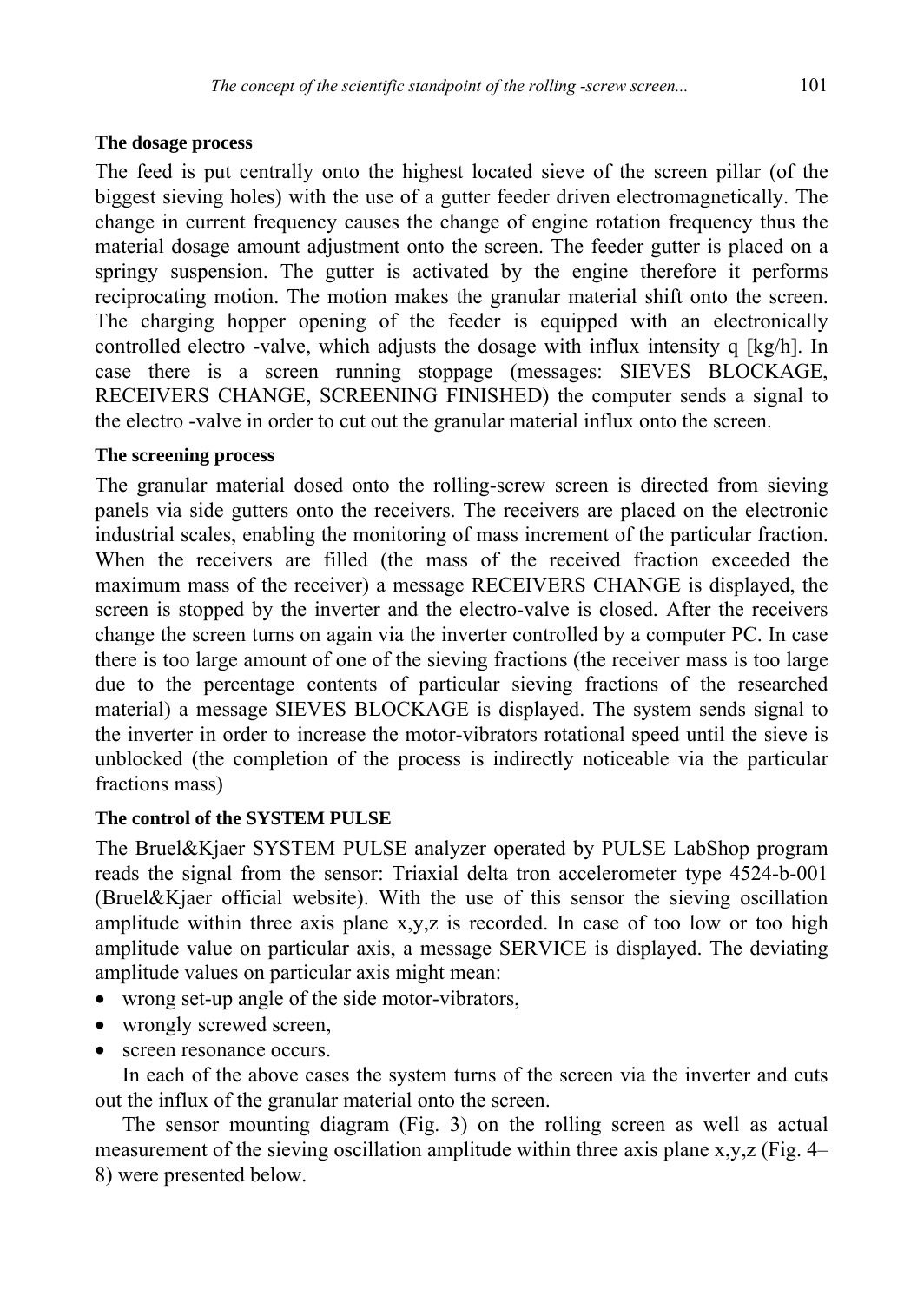### The dosage process

The feed is put centrally onto the highest located sieve of the screen pillar (of the biggest sieving holes) with the use of a gutter feeder driven electromagnetically. The change in current frequency causes the change of engine rotation frequency thus the material dosage amount adjustment onto the screen. The feeder gutter is placed on a springy suspension. The gutter is activated by the engine therefore it performs reciprocating motion. The motion makes the granular material shift onto the screen. The charging hopper opening of the feeder is equipped with an electronically controlled electro -valve, which adjusts the dosage with influx intensity q [kg/h]. In case there is a screen running stoppage (messages: SIEVES BLOCKAGE, RECEIVERS CHANGE, SCREENING FINISHED) the computer sends a signal to the electro -valve in order to cut out the granular material influx onto the screen.

### The screening process

The granular material dosed onto the rolling-screw screen is directed from sieving panels via side gutters onto the receivers. The receivers are placed on the electronic industrial scales, enabling the monitoring of mass increment of the particular fraction. When the receivers are filled (the mass of the received fraction exceeded the maximum mass of the receiver) a message RECEIVERS CHANGE is displayed, the screen is stopped by the inverter and the electro-valve is closed. After the receivers change the screen turns on again via the inverter controlled by a computer PC. In case there is too large amount of one of the sieving fractions (the receiver mass is too large due to the percentage contents of particular sieving fractions of the researched material) a message SIEVES BLOCKAGE is displayed. The system sends signal to the inverter in order to increase the motor-vibrators rotational speed until the sieve is unblocked (the completion of the process is indirectly noticeable via the particular fractions mass)

### The control of the SYSTEM PULSE

The Bruel&Kjaer SYSTEM PULSE analyzer operated by PULSE LabShop program reads the signal from the sensor: Triaxial delta tron accelerometer type 4524-b-001 (Bruel&Kjaer official website). With the use of this sensor the sieving oscillation amplitude within three axis plane x,y,z is recorded. In case of too low or too high amplitude value on particular axis, a message SERVICE is displayed. The deviating amplitude values on particular axis might mean:

- wrong set-up angle of the side motor-vibrators,
- wrongly screwed screen,
- screen resonance occurs.

In each of the above cases the system turns of the screen via the inverter and cuts out the influx of the granular material onto the screen.

The sensor mounting diagram (Fig. 3) on the rolling screen as well as actual measurement of the sieving oscillation amplitude within three axis plane x,y,z (Fig. 4–8) were presented below.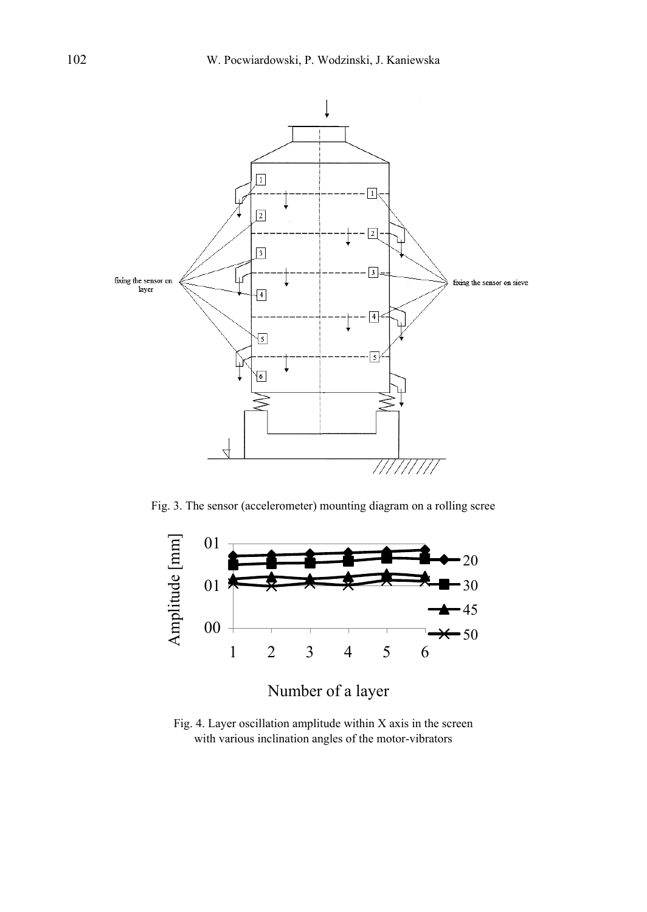Fig. 3. The sensor (accelerometer) mounting diagram on a rolling scree

Fig. 4. Layer oscillation amplitude within X axis in the screen with various inclination angles of the motor-vibrators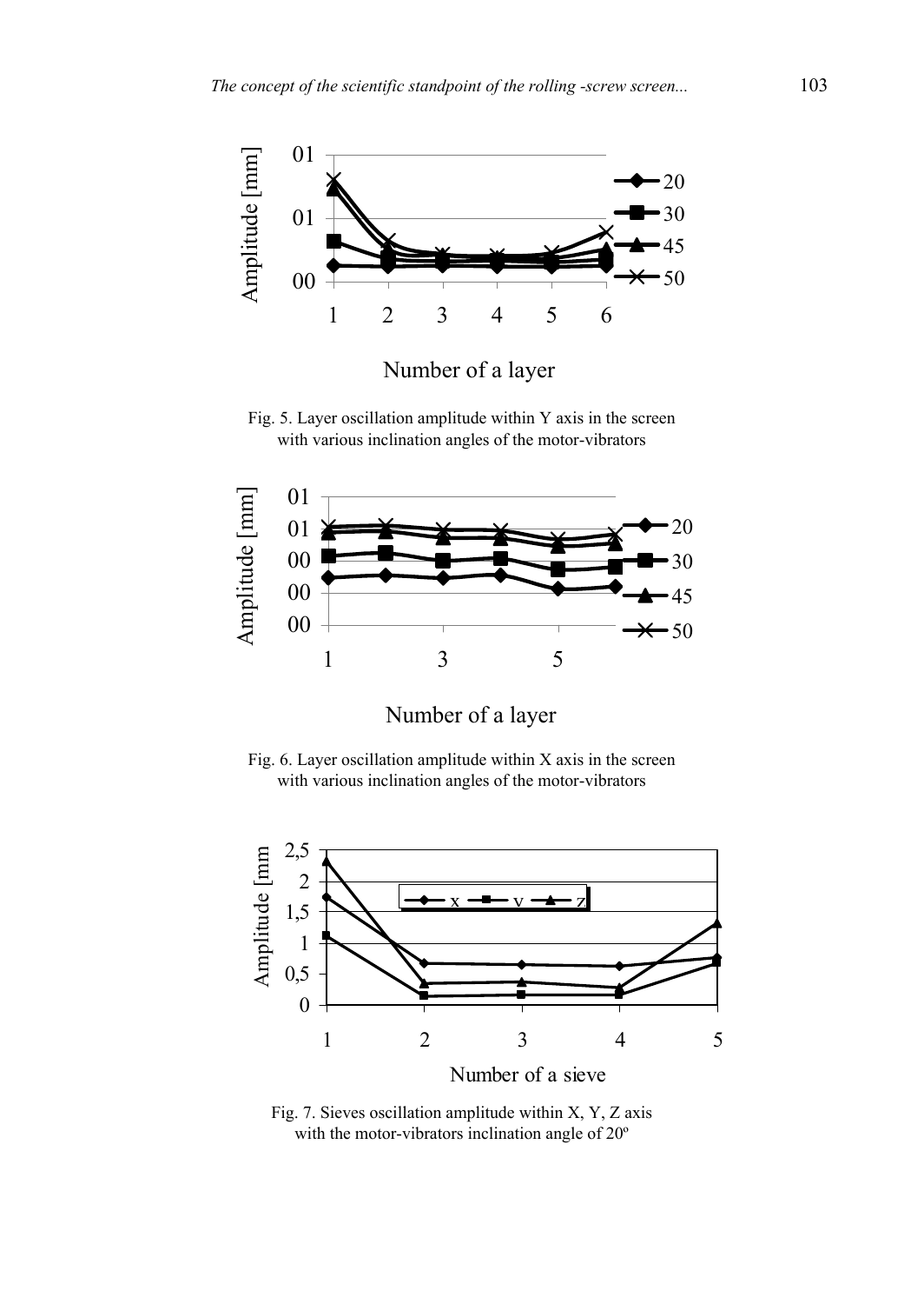Fig. 5. Layer oscillation amplitude within Y axis in the screen with various inclination angles of the motor-vibrators

Fig. 6. Layer oscillation amplitude within X axis in the screen with various inclination angles of the motor-vibrators

Fig. 7. Sieves oscillation amplitude within X, Y, Z axis with the motor-vibrators inclination angle of 20º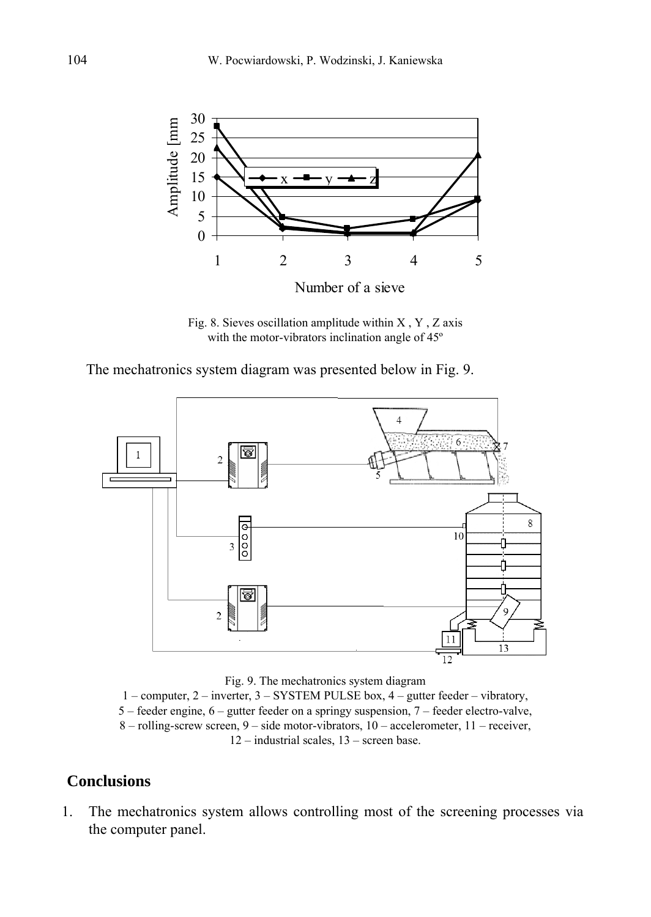Fig. 8. Sieves oscillation amplitude within X , Y , Z axis with the motor-vibrators inclination angle of 45º

The mechatronics system diagram was presented below in Fig. 9.

Fig. 9. The mechatronics system diagram
1 – computer, 2 – inverter, 3 – SYSTEM PULSE box, 4 – gutter feeder – vibratory, 5 – feeder engine, 6 – gutter feeder on a springy suspension, 7 – feeder electro-valve, 8 – rolling-screw screen, 9 – side motor-vibrators, 10 – accelerometer, 11 – receiver, 12 – industrial scales, 13 – screen base.

## Conclusions

1. The mechatronics system allows controlling most of the screening processes via the computer panel.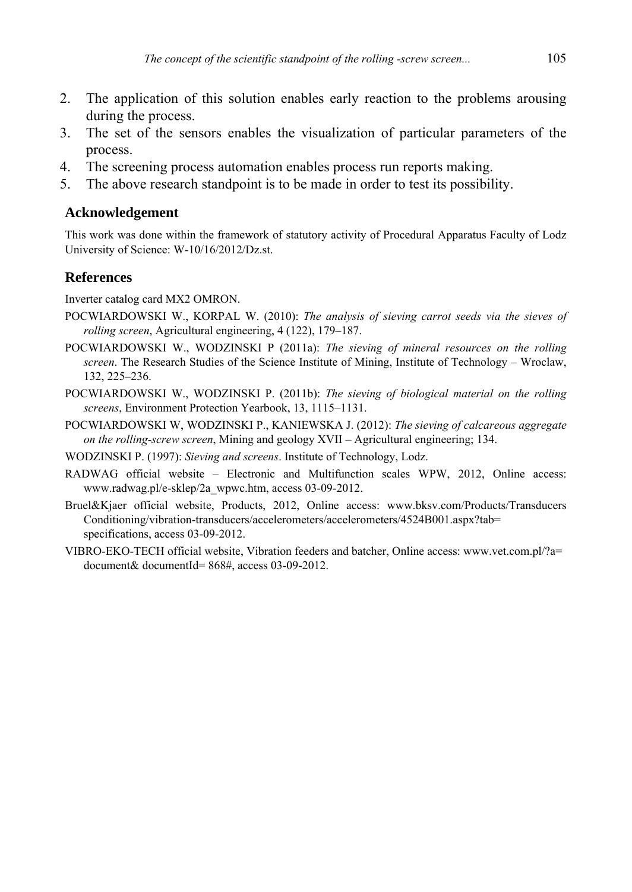2. The application of this solution enables early reaction to the problems arousing during the process.
3. The set of the sensors enables the visualization of particular parameters of the process.
4. The screening process automation enables process run reports making.
5. The above research standpoint is to be made in order to test its possibility.

## Acknowledgement

This work was done within the framework of statutory activity of Procedural Apparatus Faculty of Lodz University of Science: W-10/16/2012/Dz.st.

## References

Inverter catalog card MX2 OMRON.

POCWIARDOWSKI W., KORPAL W. (2010): *The analysis of sieving carrot seeds via the sieves of rolling screen*, Agricultural engineering, 4 (122), 179–187.

POCWIARDOWSKI W., WODZINSKI P (2011a): *The sieving of mineral resources on the rolling screen*. The Research Studies of the Science Institute of Mining, Institute of Technology – Wroclaw, 132, 225–236.

POCWIARDOWSKI W., WODZINSKI P. (2011b): *The sieving of biological material on the rolling screens*, Environment Protection Yearbook, 13, 1115–1131.

POCWIARDOWSKI W, WODZINSKI P., KANIEWSKA J. (2012): *The sieving of calcareous aggregate on the rolling-screw screen*, Mining and geology XVII – Agricultural engineering; 134.

WODZINSKI P. (1997): *Sieving and screens*. Institute of Technology, Lodz.

RADWAG official website – Electronic and Multifunction scales WPW, 2012, Online access: www.radwag.pl/e-sklep/2a_wpwc.htm, access 03-09-2012.

Bruel&Kjaer official website, Products, 2012, Online access: www.bksv.com/Products/Transducers Conditioning/vibration-transducers/accelerometers/accelerometers/4524B001.aspx?tab= specifications, access 03-09-2012.

VIBRO-EKO-TECH official website, Vibration feeders and batcher, Online access: www.vet.com.pl/?a= document& documentId= 868#, access 03-09-2012.